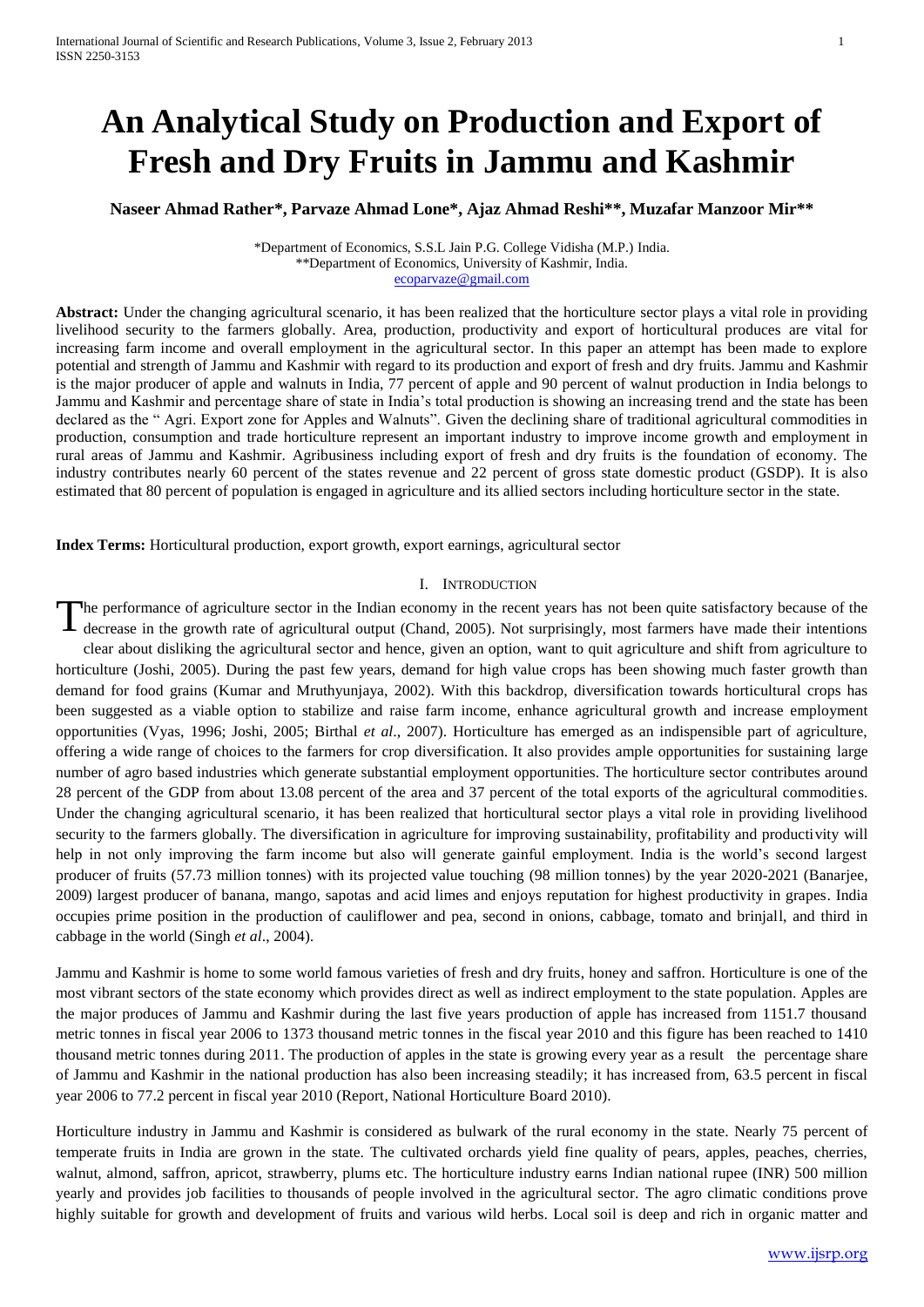# An Analytical Study on Production and Export of Fresh and Dry Fruits in Jammu and Kashmir

**Naseer Ahmad Rather*, Parvaze Ahmad Lone*, Ajaz Ahmad Reshi**, Muzafar Manzoor Mir****

*Department of Economics, S.S.L Jain P.G. College Vidisha (M.P.) India.
**Department of Economics, University of Kashmir, India.
ecoparvaze@gmail.com

**Abstract:** Under the changing agricultural scenario, it has been realized that the horticulture sector plays a vital role in providing livelihood security to the farmers globally. Area, production, productivity and export of horticultural produces are vital for increasing farm income and overall employment in the agricultural sector. In this paper an attempt has been made to explore potential and strength of Jammu and Kashmir with regard to its production and export of fresh and dry fruits. Jammu and Kashmir is the major producer of apple and walnuts in India, 77 percent of apple and 90 percent of walnut production in India belongs to Jammu and Kashmir and percentage share of state in India's total production is showing an increasing trend and the state has been declared as the " Agri. Export zone for Apples and Walnuts". Given the declining share of traditional agricultural commodities in production, consumption and trade horticulture represent an important industry to improve income growth and employment in rural areas of Jammu and Kashmir. Agribusiness including export of fresh and dry fruits is the foundation of economy. The industry contributes nearly 60 percent of the states revenue and 22 percent of gross state domestic product (GSDP). It is also estimated that 80 percent of population is engaged in agriculture and its allied sectors including horticulture sector in the state.

**Index Terms:** Horticultural production, export growth, export earnings, agricultural sector

## I. Introduction

The performance of agriculture sector in the Indian economy in the recent years has not been quite satisfactory because of the decrease in the growth rate of agricultural output (Chand, 2005). Not surprisingly, most farmers have made their intentions clear about disliking the agricultural sector and hence, given an option, want to quit agriculture and shift from agriculture to horticulture (Joshi, 2005). During the past few years, demand for high value crops has been showing much faster growth than demand for food grains (Kumar and Mruthyunjaya, 2002). With this backdrop, diversification towards horticultural crops has been suggested as a viable option to stabilize and raise farm income, enhance agricultural growth and increase employment opportunities (Vyas, 1996; Joshi, 2005; Birthal *et al*., 2007). Horticulture has emerged as an indispensible part of agriculture, offering a wide range of choices to the farmers for crop diversification. It also provides ample opportunities for sustaining large number of agro based industries which generate substantial employment opportunities. The horticulture sector contributes around 28 percent of the GDP from about 13.08 percent of the area and 37 percent of the total exports of the agricultural commodities. Under the changing agricultural scenario, it has been realized that horticultural sector plays a vital role in providing livelihood security to the farmers globally. The diversification in agriculture for improving sustainability, profitability and productivity will help in not only improving the farm income but also will generate gainful employment. India is the world's second largest producer of fruits (57.73 million tonnes) with its projected value touching (98 million tonnes) by the year 2020-2021 (Banarjee, 2009) largest producer of banana, mango, sapotas and acid limes and enjoys reputation for highest productivity in grapes. India occupies prime position in the production of cauliflower and pea, second in onions, cabbage, tomato and brinjall, and third in cabbage in the world (Singh *et al*., 2004).

Jammu and Kashmir is home to some world famous varieties of fresh and dry fruits, honey and saffron. Horticulture is one of the most vibrant sectors of the state economy which provides direct as well as indirect employment to the state population. Apples are the major produces of Jammu and Kashmir during the last five years production of apple has increased from 1151.7 thousand metric tonnes in fiscal year 2006 to 1373 thousand metric tonnes in the fiscal year 2010 and this figure has been reached to 1410 thousand metric tonnes during 2011. The production of apples in the state is growing every year as a result the percentage share of Jammu and Kashmir in the national production has also been increasing steadily; it has increased from, 63.5 percent in fiscal year 2006 to 77.2 percent in fiscal year 2010 (Report, National Horticulture Board 2010).

Horticulture industry in Jammu and Kashmir is considered as bulwark of the rural economy in the state. Nearly 75 percent of temperate fruits in India are grown in the state. The cultivated orchards yield fine quality of pears, apples, peaches, cherries, walnut, almond, saffron, apricot, strawberry, plums etc. The horticulture industry earns Indian national rupee (INR) 500 million yearly and provides job facilities to thousands of people involved in the agricultural sector. The agro climatic conditions prove highly suitable for growth and development of fruits and various wild herbs. Local soil is deep and rich in organic matter and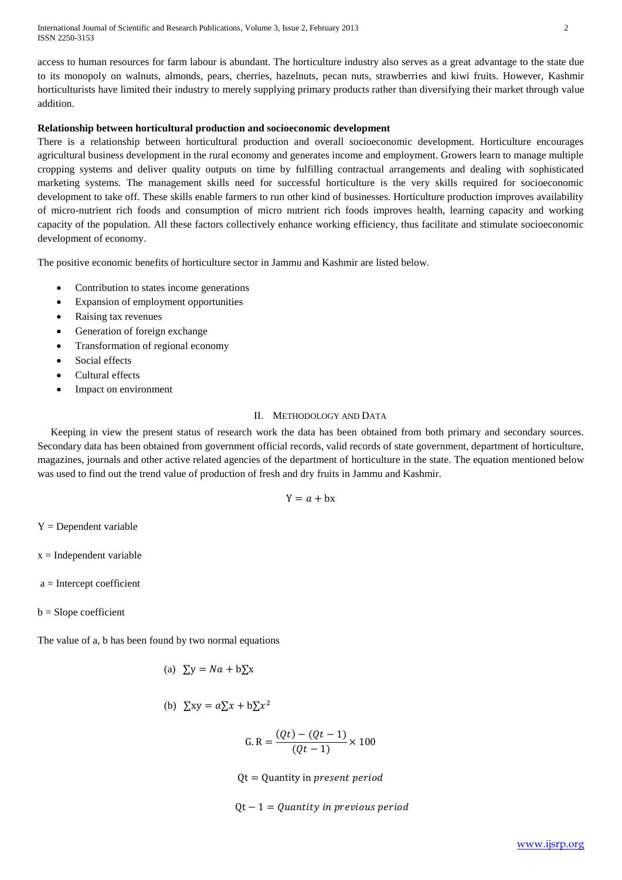access to human resources for farm labour is abundant. The horticulture industry also serves as a great advantage to the state due to its monopoly on walnuts, almonds, pears, cherries, hazelnuts, pecan nuts, strawberries and kiwi fruits. However, Kashmir horticulturists have limited their industry to merely supplying primary products rather than diversifying their market through value addition.

**Relationship between horticultural production and socioeconomic development**

There is a relationship between horticultural production and overall socioeconomic development. Horticulture encourages agricultural business development in the rural economy and generates income and employment. Growers learn to manage multiple cropping systems and deliver quality outputs on time by fulfilling contractual arrangements and dealing with sophisticated marketing systems. The management skills need for successful horticulture is the very skills required for socioeconomic development to take off. These skills enable farmers to run other kind of businesses. Horticulture production improves availability of micro-nutrient rich foods and consumption of micro nutrient rich foods improves health, learning capacity and working capacity of the population. All these factors collectively enhance working efficiency, thus facilitate and stimulate socioeconomic development of economy.

The positive economic benefits of horticulture sector in Jammu and Kashmir are listed below.

- Contribution to states income generations
- Expansion of employment opportunities
- Raising tax revenues
- Generation of foreign exchange
- Transformation of regional economy
- Social effects
- Cultural effects
- Impact on environment

## II. Methodology and Data

Keeping in view the present status of research work the data has been obtained from both primary and secondary sources. Secondary data has been obtained from government official records, valid records of state government, department of horticulture, magazines, journals and other active related agencies of the department of horticulture in the state. The equation mentioned below was used to find out the trend value of production of fresh and dry fruits in Jammu and Kashmir.

$$Y = a + bx$$

Y = Dependent variable

x = Independent variable

a = Intercept coefficient

b = Slope coefficient

The value of a, b has been found by two normal equations

(a) $\sum y = Na + b\sum x$

(b) $\sum xy = a\sum x + b\sum x^2$

$$G.R = \frac{(Qt) - (Qt-1)}{(Qt-1)} \times 100$$

$Qt =$ Quantity in *present period*

$Qt - 1 =$ *Quantity in previous period*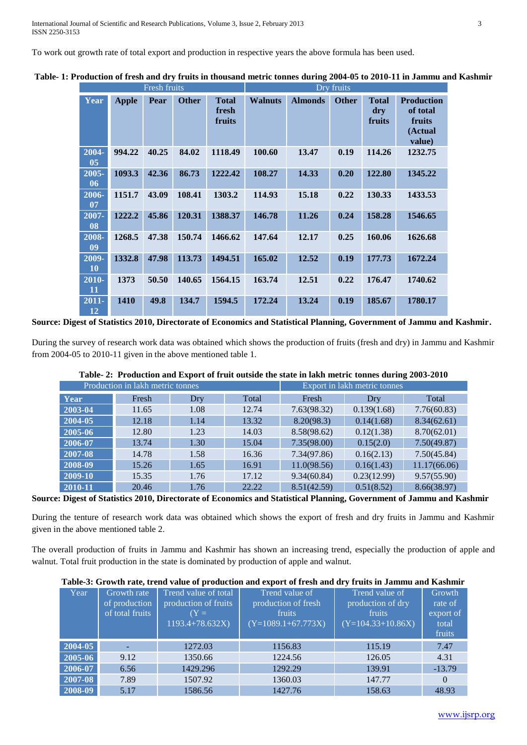To work out growth rate of total export and production in respective years the above formula has been used.

**Table- 1: Production of fresh and dry fruits in thousand metric tonnes during 2004-05 to 2010-11 in Jammu and Kashmir**

| | Fresh fruits | | | | Dry fruits | | | | |
|---|---|---|---|---|---|---|---|---|---|
| **Year** | **Apple** | **Pear** | **Other** | **Total fresh fruits** | **Walnuts** | **Almonds** | **Other** | **Total dry fruits** | **Production of total fruits (Actual value)** |
| **2004-05** | **994.22** | **40.25** | **84.02** | **1118.49** | **100.60** | **13.47** | **0.19** | **114.26** | **1232.75** |
| **2005-06** | **1093.3** | **42.36** | **86.73** | **1222.42** | **108.27** | **14.33** | **0.20** | **122.80** | **1345.22** |
| **2006-07** | **1151.7** | **43.09** | **108.41** | **1303.2** | **114.93** | **15.18** | **0.22** | **130.33** | **1433.53** |
| **2007-08** | **1222.2** | **45.86** | **120.31** | **1388.37** | **146.78** | **11.26** | **0.24** | **158.28** | **1546.65** |
| **2008-09** | **1268.5** | **47.38** | **150.74** | **1466.62** | **147.64** | **12.17** | **0.25** | **160.06** | **1626.68** |
| **2009-10** | **1332.8** | **47.98** | **113.73** | **1494.51** | **165.02** | **12.52** | **0.19** | **177.73** | **1672.24** |
| **2010-11** | **1373** | **50.50** | **140.65** | **1564.15** | **163.74** | **12.51** | **0.22** | **176.47** | **1740.62** |
| **2011-12** | **1410** | **49.8** | **134.7** | **1594.5** | **172.24** | **13.24** | **0.19** | **185.67** | **1780.17** |

**Source: Digest of Statistics 2010, Directorate of Economics and Statistical Planning, Government of Jammu and Kashmir.**

During the survey of research work data was obtained which shows the production of fruits (fresh and dry) in Jammu and Kashmir from 2004-05 to 2010-11 given in the above mentioned table 1.

**Table- 2: Production and Export of fruit outside the state in lakh metric tonnes during 2003-2010**

| | Production in lakh metric tonnes | | | Export in lakh metric tonnes | | |
|---|---|---|---|---|---|---|
| **Year** | Fresh | Dry | Total | Fresh | Dry | Total |
| **2003-04** | 11.65 | 1.08 | 12.74 | 7.63(98.32) | 0.139(1.68) | 7.76(60.83) |
| **2004-05** | 12.18 | 1.14 | 13.32 | 8.20(98.3) | 0.14(1.68) | 8.34(62.61) |
| **2005-06** | 12.80 | 1.23 | 14.03 | 8.58(98.62) | 0.12(1.38) | 8.70(62.01) |
| **2006-07** | 13.74 | 1.30 | 15.04 | 7.35(98.00) | 0.15(2.0) | 7.50(49.87) |
| **2007-08** | 14.78 | 1.58 | 16.36 | 7.34(97.86) | 0.16(2.13) | 7.50(45.84) |
| **2008-09** | 15.26 | 1.65 | 16.91 | 11.0(98.56) | 0.16(1.43) | 11.17(66.06) |
| **2009-10** | 15.35 | 1.76 | 17.12 | 9.34(60.84) | 0.23(12.99) | 9.57(55.90) |
| **2010-11** | 20.46 | 1.76 | 22.22 | 8.51(42.59) | 0.51(8.52) | 8.66(38.97) |

**Source: Digest of Statistics 2010, Directorate of Economics and Statistical Planning, Government of Jammu and Kashmir**

During the tenture of research work data was obtained which shows the export of fresh and dry fruits in Jammu and Kashmir given in the above mentioned table 2.

The overall production of fruits in Jammu and Kashmir has shown an increasing trend, especially the production of apple and walnut. Total fruit production in the state is dominated by production of apple and walnut.

**Table-3: Growth rate, trend value of production and export of fresh and dry fruits in Jammu and Kashmir**

| Year | Growth rate of production of total fruits | Trend value of total production of fruits ($Y = 1193.4+78.632X$) | Trend value of production of fresh fruits ($Y=1089.1+67.773X$) | Trend value of production of dry fruits ($Y=104.33+10.86X$) | Growth rate of export of total fruits |
|---|---|---|---|---|---|
| **2004-05** | - | 1272.03 | 1156.83 | 115.19 | 7.47 |
| **2005-06** | 9.12 | 1350.66 | 1224.56 | 126.05 | 4.31 |
| **2006-07** | 6.56 | 1429.296 | 1292.29 | 139.91 | -13.79 |
| **2007-08** | 7.89 | 1507.92 | 1360.03 | 147.77 | 0 |
| **2008-09** | 5.17 | 1586.56 | 1427.76 | 158.63 | 48.93 |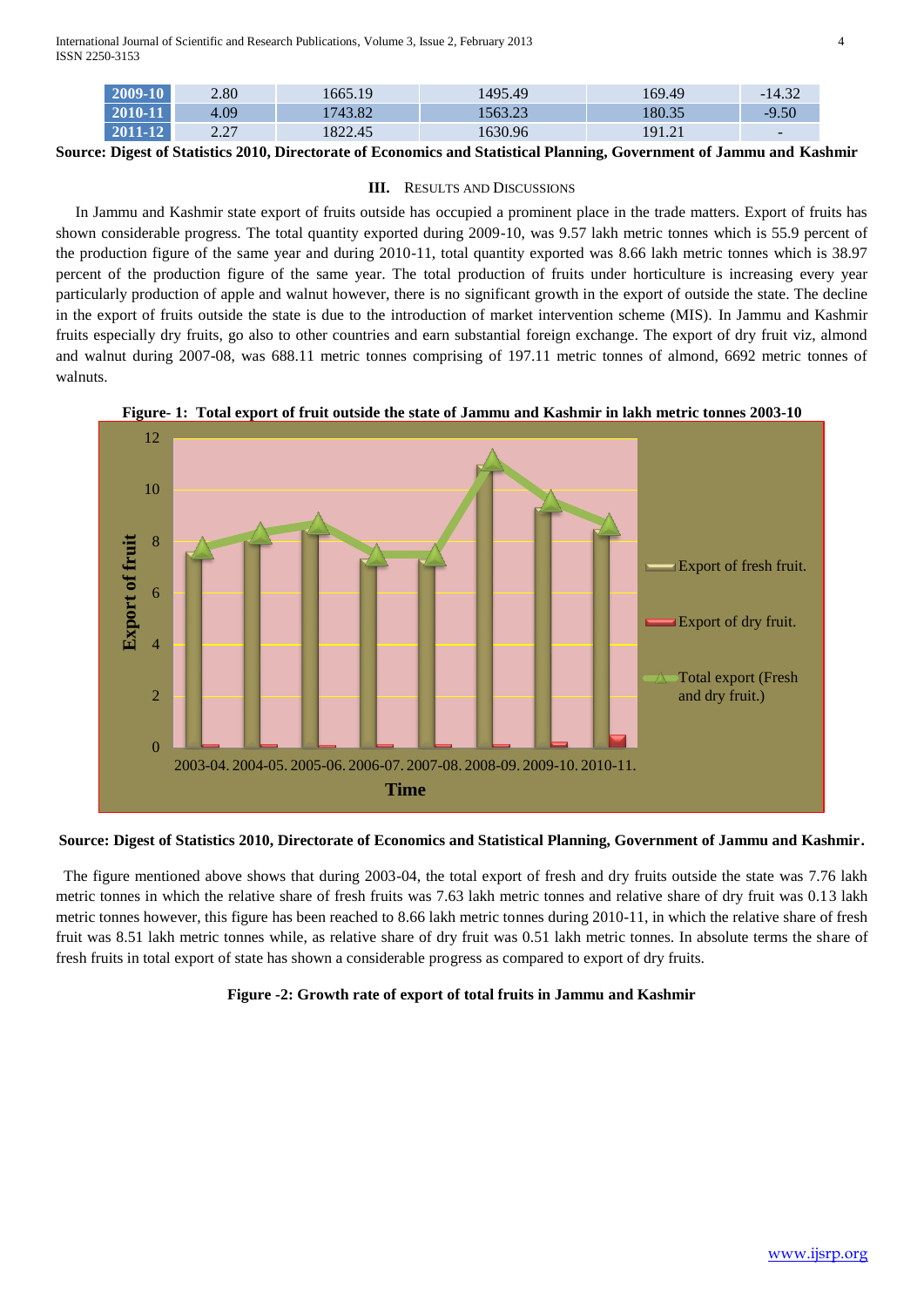| 2009-10 | 2.80 | 1665.19 | 1495.49 | 169.49 | -14.32 |
|---|---|---|---|---|---|
| 2010-11 | 4.09 | 1743.82 | 1563.23 | 180.35 | -9.50 |
| 2011-12 | 2.27 | 1822.45 | 1630.96 | 191.21 | - |

**Source: Digest of Statistics 2010, Directorate of Economics and Statistical Planning, Government of Jammu and Kashmir**

## III. Results and Discussions

In Jammu and Kashmir state export of fruits outside has occupied a prominent place in the trade matters. Export of fruits has shown considerable progress. The total quantity exported during 2009-10, was 9.57 lakh metric tonnes which is 55.9 percent of the production figure of the same year and during 2010-11, total quantity exported was 8.66 lakh metric tonnes which is 38.97 percent of the production figure of the same year. The total production of fruits under horticulture is increasing every year particularly production of apple and walnut however, there is no significant growth in the export of outside the state. The decline in the export of fruits outside the state is due to the introduction of market intervention scheme (MIS). In Jammu and Kashmir fruits especially dry fruits, go also to other countries and earn substantial foreign exchange. The export of dry fruit viz, almond and walnut during 2007-08, was 688.11 metric tonnes comprising of 197.11 metric tonnes of almond, 6692 metric tonnes of walnuts.

**Figure- 1: Total export of fruit outside the state of Jammu and Kashmir in lakh metric tonnes 2003-10**

**Source: Digest of Statistics 2010, Directorate of Economics and Statistical Planning, Government of Jammu and Kashmir.**

The figure mentioned above shows that during 2003-04, the total export of fresh and dry fruits outside the state was 7.76 lakh metric tonnes in which the relative share of fresh fruits was 7.63 lakh metric tonnes and relative share of dry fruit was 0.13 lakh metric tonnes however, this figure has been reached to 8.66 lakh metric tonnes during 2010-11, in which the relative share of fresh fruit was 8.51 lakh metric tonnes while, as relative share of dry fruit was 0.51 lakh metric tonnes. In absolute terms the share of fresh fruits in total export of state has shown a considerable progress as compared to export of dry fruits.

**Figure -2: Growth rate of export of total fruits in Jammu and Kashmir**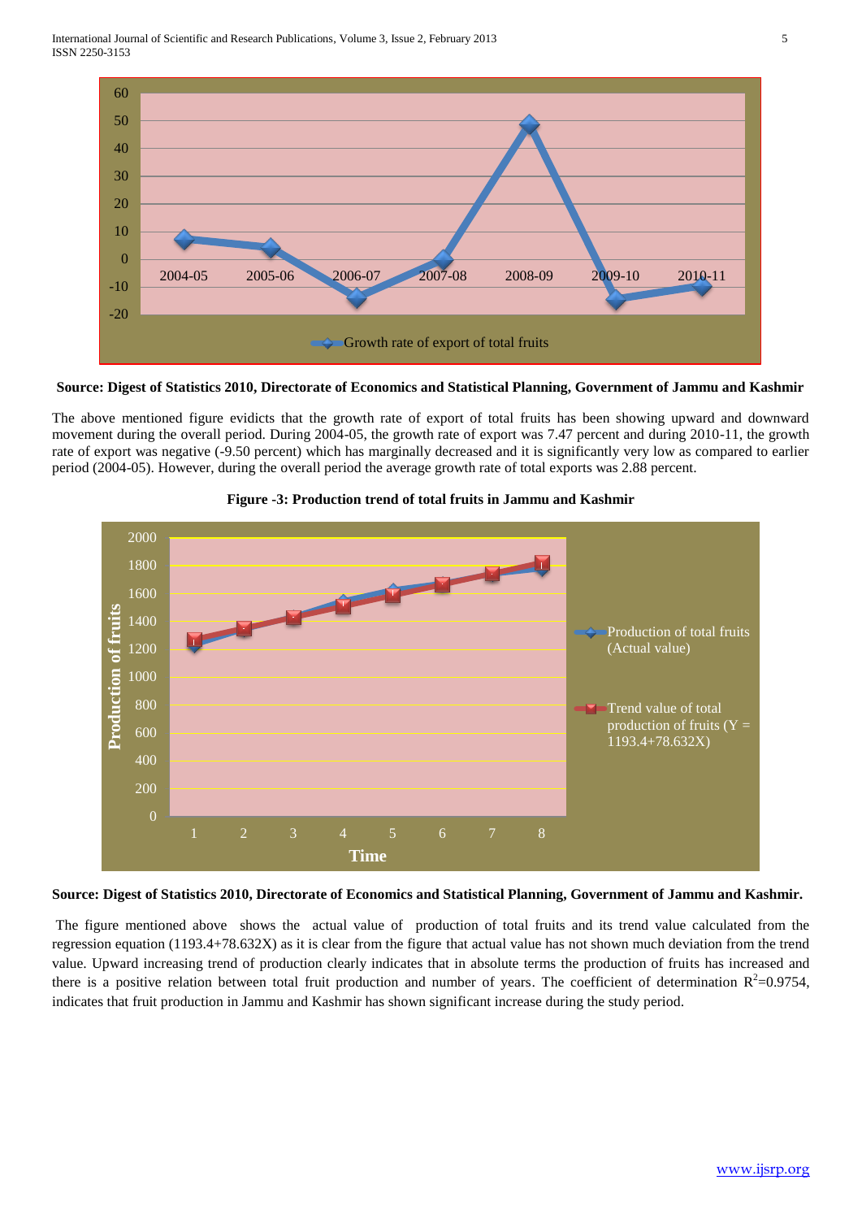**Source: Digest of Statistics 2010, Directorate of Economics and Statistical Planning, Government of Jammu and Kashmir**

The above mentioned figure evidicts that the growth rate of export of total fruits has been showing upward and downward movement during the overall period. During 2004-05, the growth rate of export was 7.47 percent and during 2010-11, the growth rate of export was negative (-9.50 percent) which has marginally decreased and it is significantly very low as compared to earlier period (2004-05). However, during the overall period the average growth rate of total exports was 2.88 percent.

**Figure -3: Production trend of total fruits in Jammu and Kashmir**

**Source: Digest of Statistics 2010, Directorate of Economics and Statistical Planning, Government of Jammu and Kashmir.**

The figure mentioned above shows the actual value of production of total fruits and its trend value calculated from the regression equation (1193.4+78.632X) as it is clear from the figure that actual value has not shown much deviation from the trend value. Upward increasing trend of production clearly indicates that in absolute terms the production of fruits has increased and there is a positive relation between total fruit production and number of years. The coefficient of determination $R^2$=0.9754, indicates that fruit production in Jammu and Kashmir has shown significant increase during the study period.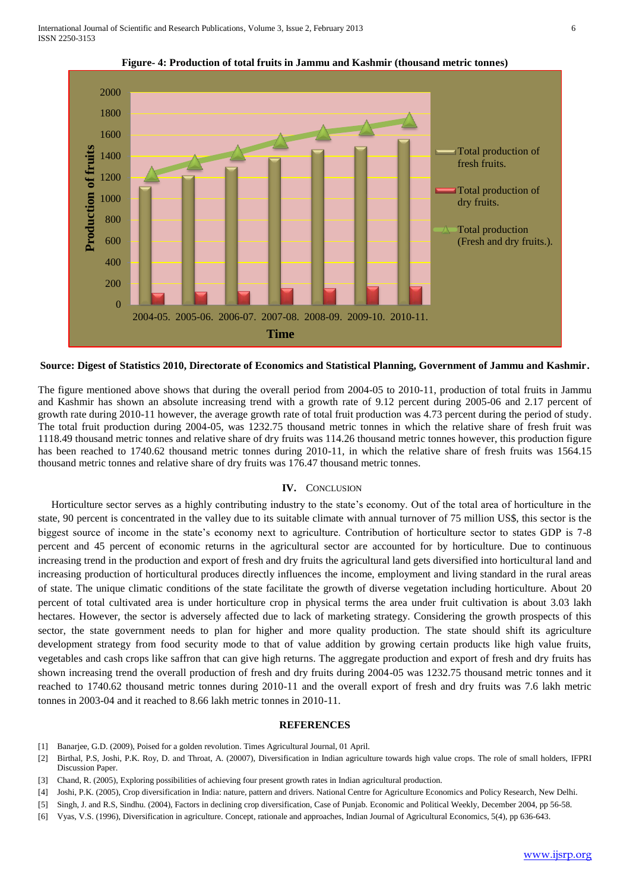**Figure- 4: Production of total fruits in Jammu and Kashmir (thousand metric tonnes)**

**Source: Digest of Statistics 2010, Directorate of Economics and Statistical Planning, Government of Jammu and Kashmir.**

The figure mentioned above shows that during the overall period from 2004-05 to 2010-11, production of total fruits in Jammu and Kashmir has shown an absolute increasing trend with a growth rate of 9.12 percent during 2005-06 and 2.17 percent of growth rate during 2010-11 however, the average growth rate of total fruit production was 4.73 percent during the period of study. The total fruit production during 2004-05, was 1232.75 thousand metric tonnes in which the relative share of fresh fruit was 1118.49 thousand metric tonnes and relative share of dry fruits was 114.26 thousand metric tonnes however, this production figure has been reached to 1740.62 thousand metric tonnes during 2010-11, in which the relative share of fresh fruits was 1564.15 thousand metric tonnes and relative share of dry fruits was 176.47 thousand metric tonnes.

## IV. Conclusion

Horticulture sector serves as a highly contributing industry to the state's economy. Out of the total area of horticulture in the state, 90 percent is concentrated in the valley due to its suitable climate with annual turnover of 75 million US$, this sector is the biggest source of income in the state's economy next to agriculture. Contribution of horticulture sector to states GDP is 7-8 percent and 45 percent of economic returns in the agricultural sector are accounted for by horticulture. Due to continuous increasing trend in the production and export of fresh and dry fruits the agricultural land gets diversified into horticultural land and increasing production of horticultural produces directly influences the income, employment and living standard in the rural areas of state. The unique climatic conditions of the state facilitate the growth of diverse vegetation including horticulture. About 20 percent of total cultivated area is under horticulture crop in physical terms the area under fruit cultivation is about 3.03 lakh hectares. However, the sector is adversely affected due to lack of marketing strategy. Considering the growth prospects of this sector, the state government needs to plan for higher and more quality production. The state should shift its agriculture development strategy from food security mode to that of value addition by growing certain products like high value fruits, vegetables and cash crops like saffron that can give high returns. The aggregate production and export of fresh and dry fruits has shown increasing trend the overall production of fresh and dry fruits during 2004-05 was 1232.75 thousand metric tonnes and it reached to 1740.62 thousand metric tonnes during 2010-11 and the overall export of fresh and dry fruits was 7.6 lakh metric tonnes in 2003-04 and it reached to 8.66 lakh metric tonnes in 2010-11.

## REFERENCES

[1] Banarjee, G.D. (2009), Poised for a golden revolution. Times Agricultural Journal, 01 April.

[2] Birthal, P.S, Joshi, P.K. Roy, D. and Throat, A. (20007), Diversification in Indian agriculture towards high value crops. The role of small holders, IFPRI Discussion Paper.

[3] Chand, R. (2005), Exploring possibilities of achieving four present growth rates in Indian agricultural production.

[4] Joshi, P.K. (2005), Crop diversification in India: nature, pattern and drivers. National Centre for Agriculture Economics and Policy Research, New Delhi.

[5] Singh, J. and R.S, Sindhu. (2004), Factors in declining crop diversification, Case of Punjab. Economic and Political Weekly, December 2004, pp 56-58.

[6] Vyas, V.S. (1996), Diversification in agriculture. Concept, rationale and approaches, Indian Journal of Agricultural Economics, 5(4), pp 636-643.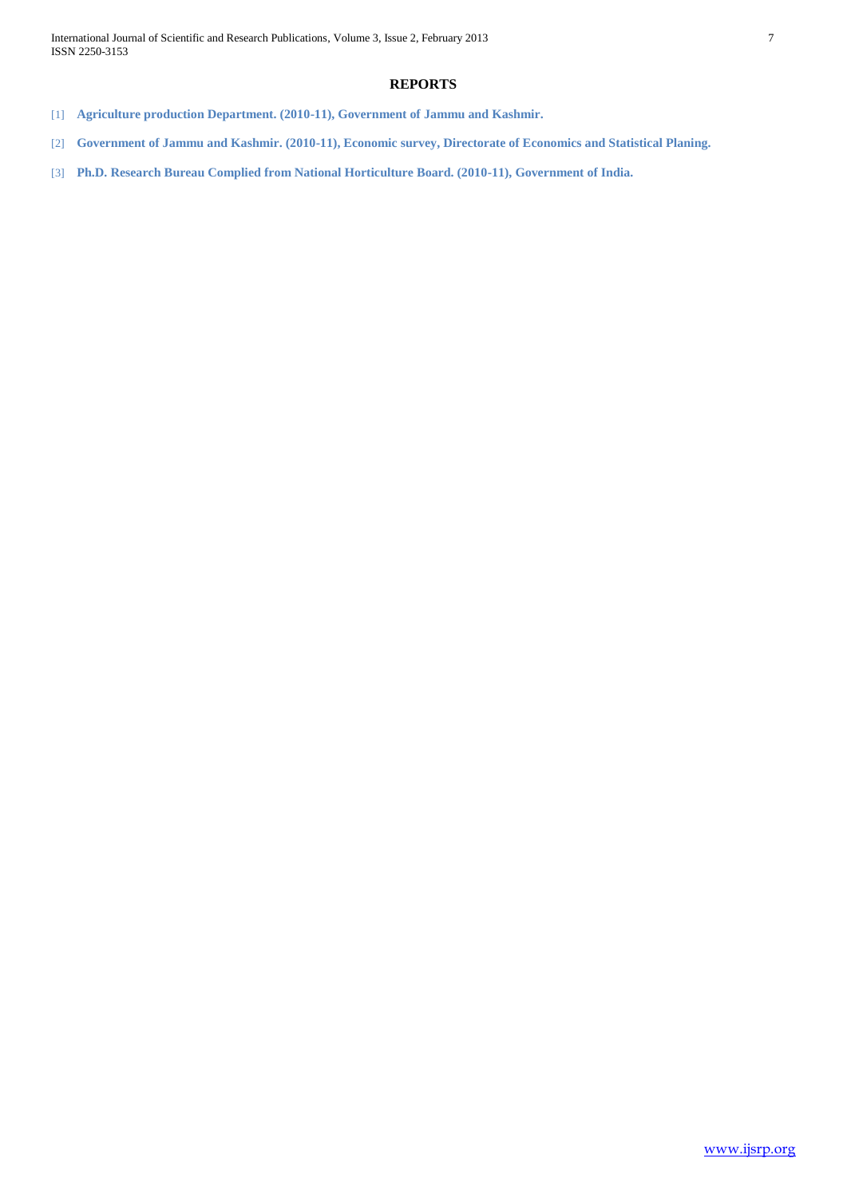## REPORTS

[1] **Agriculture production Department. (2010-11), Government of Jammu and Kashmir.**

[2] **Government of Jammu and Kashmir. (2010-11), Economic survey, Directorate of Economics and Statistical Planing.**

[3] **Ph.D. Research Bureau Complied from National Horticulture Board. (2010-11), Government of India.**